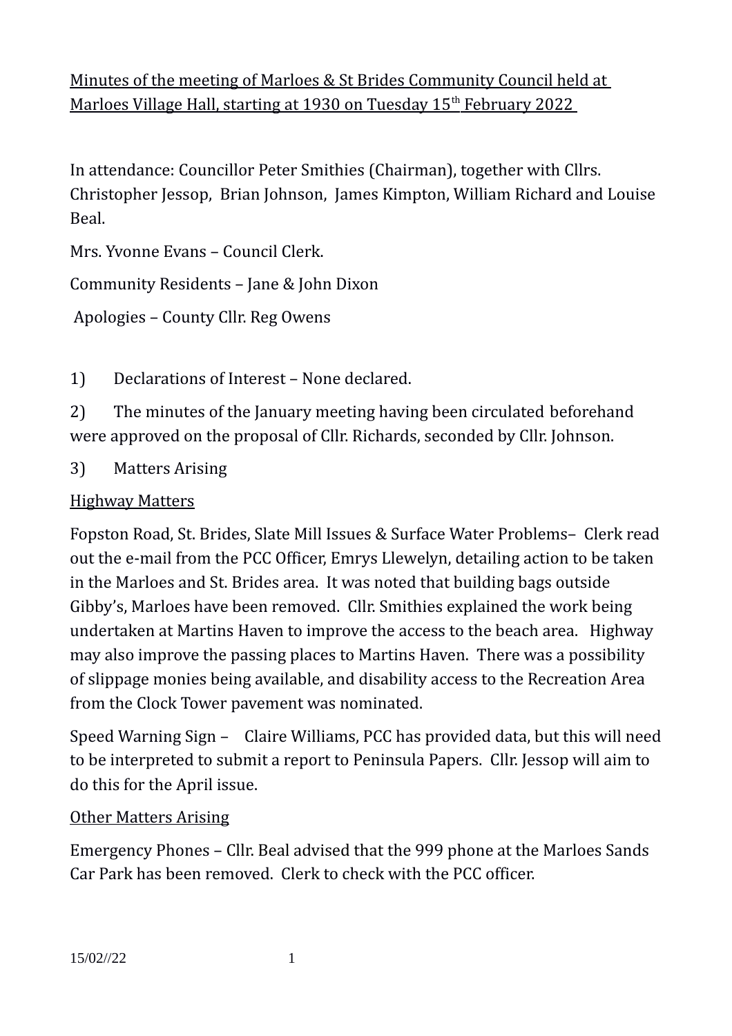Minutes of the meeting of Marloes & St Brides Community Council held at Marloes Village Hall, starting at 1930 on Tuesday 15th February 2022

In attendance: Councillor Peter Smithies (Chairman), together with Cllrs. Christopher Jessop, Brian Johnson, James Kimpton, William Richard and Louise Beal.

Mrs. Yvonne Evans – Council Clerk.

Community Residents – Jane & John Dixon

Apologies – County Cllr. Reg Owens

1) Declarations of Interest – None declared.

2) The minutes of the January meeting having been circulated beforehand were approved on the proposal of Cllr. Richards, seconded by Cllr. Johnson.

3) Matters Arising

Highway Matters

Fopston Road, St. Brides, Slate Mill Issues & Surface Water Problems– Clerk read out the e-mail from the PCC Officer, Emrys Llewelyn, detailing action to be taken in the Marloes and St. Brides area. It was noted that building bags outside Gibby's, Marloes have been removed. Cllr. Smithies explained the work being undertaken at Martins Haven to improve the access to the beach area. Highway may also improve the passing places to Martins Haven. There was a possibility of slippage monies being available, and disability access to the Recreation Area from the Clock Tower pavement was nominated.

Speed Warning Sign – Claire Williams, PCC has provided data, but this will need to be interpreted to submit a report to Peninsula Papers. Cllr. Jessop will aim to do this for the April issue.

Other Matters Arising

Emergency Phones – Cllr. Beal advised that the 999 phone at the Marloes Sands Car Park has been removed. Clerk to check with the PCC officer.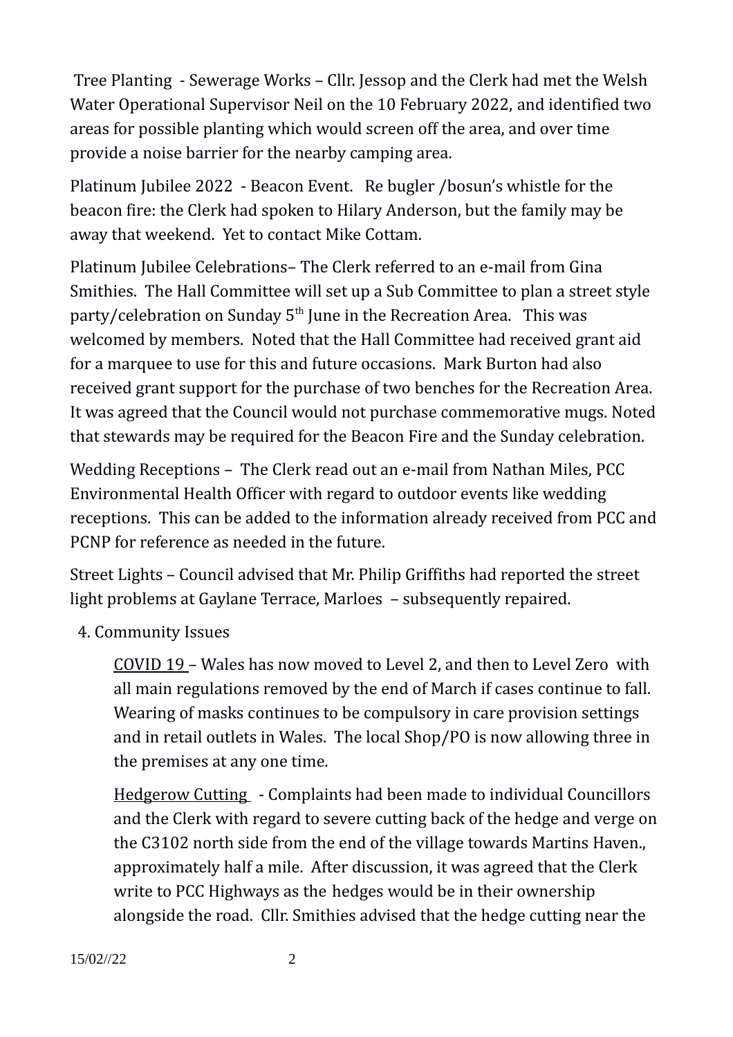Tree Planting - Sewerage Works – Cllr. Jessop and the Clerk had met the Welsh Water Operational Supervisor Neil on the 10 February 2022, and identified two areas for possible planting which would screen off the area, and over time provide a noise barrier for the nearby camping area.

Platinum Jubilee 2022 - Beacon Event. Re bugler /bosun's whistle for the beacon fire: the Clerk had spoken to Hilary Anderson, but the family may be away that weekend. Yet to contact Mike Cottam.

Platinum Jubilee Celebrations– The Clerk referred to an e-mail from Gina Smithies. The Hall Committee will set up a Sub Committee to plan a street style party/celebration on Sunday 5th June in the Recreation Area. This was welcomed by members. Noted that the Hall Committee had received grant aid for a marquee to use for this and future occasions. Mark Burton had also received grant support for the purchase of two benches for the Recreation Area. It was agreed that the Council would not purchase commemorative mugs. Noted that stewards may be required for the Beacon Fire and the Sunday celebration.

Wedding Receptions – The Clerk read out an e-mail from Nathan Miles, PCC Environmental Health Officer with regard to outdoor events like wedding receptions. This can be added to the information already received from PCC and PCNP for reference as needed in the future.

Street Lights – Council advised that Mr. Philip Griffiths had reported the street light problems at Gaylane Terrace, Marloes – subsequently repaired.

4. Community Issues

<u>COVID 19</u> – Wales has now moved to Level 2, and then to Level Zero with all main regulations removed by the end of March if cases continue to fall. Wearing of masks continues to be compulsory in care provision settings and in retail outlets in Wales. The local Shop/PO is now allowing three in the premises at any one time.

<u>Hedgerow Cutting</u> - Complaints had been made to individual Councillors and the Clerk with regard to severe cutting back of the hedge and verge on the C3102 north side from the end of the village towards Martins Haven., approximately half a mile. After discussion, it was agreed that the Clerk write to PCC Highways as the hedges would be in their ownership alongside the road. Cllr. Smithies advised that the hedge cutting near the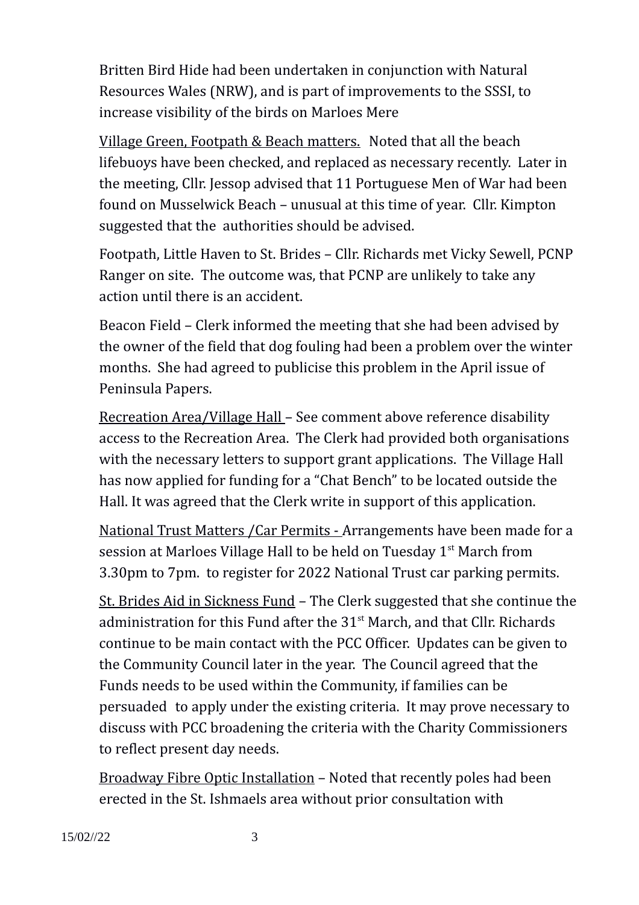Britten Bird Hide had been undertaken in conjunction with Natural Resources Wales (NRW), and is part of improvements to the SSSI, to increase visibility of the birds on Marloes Mere

Village Green, Footpath & Beach matters. Noted that all the beach lifebuoys have been checked, and replaced as necessary recently. Later in the meeting, Cllr. Jessop advised that 11 Portuguese Men of War had been found on Musselwick Beach – unusual at this time of year. Cllr. Kimpton suggested that the authorities should be advised.

Footpath, Little Haven to St. Brides – Cllr. Richards met Vicky Sewell, PCNP Ranger on site. The outcome was, that PCNP are unlikely to take any action until there is an accident.

Beacon Field – Clerk informed the meeting that she had been advised by the owner of the field that dog fouling had been a problem over the winter months. She had agreed to publicise this problem in the April issue of Peninsula Papers.

Recreation Area/Village Hall – See comment above reference disability access to the Recreation Area. The Clerk had provided both organisations with the necessary letters to support grant applications. The Village Hall has now applied for funding for a "Chat Bench" to be located outside the Hall. It was agreed that the Clerk write in support of this application.

National Trust Matters /Car Permits - Arrangements have been made for a session at Marloes Village Hall to be held on Tuesday 1st March from 3.30pm to 7pm. to register for 2022 National Trust car parking permits.

St. Brides Aid in Sickness Fund – The Clerk suggested that she continue the administration for this Fund after the 31st March, and that Cllr. Richards continue to be main contact with the PCC Officer. Updates can be given to the Community Council later in the year. The Council agreed that the Funds needs to be used within the Community, if families can be persuaded to apply under the existing criteria. It may prove necessary to discuss with PCC broadening the criteria with the Charity Commissioners to reflect present day needs.

Broadway Fibre Optic Installation – Noted that recently poles had been erected in the St. Ishmaels area without prior consultation with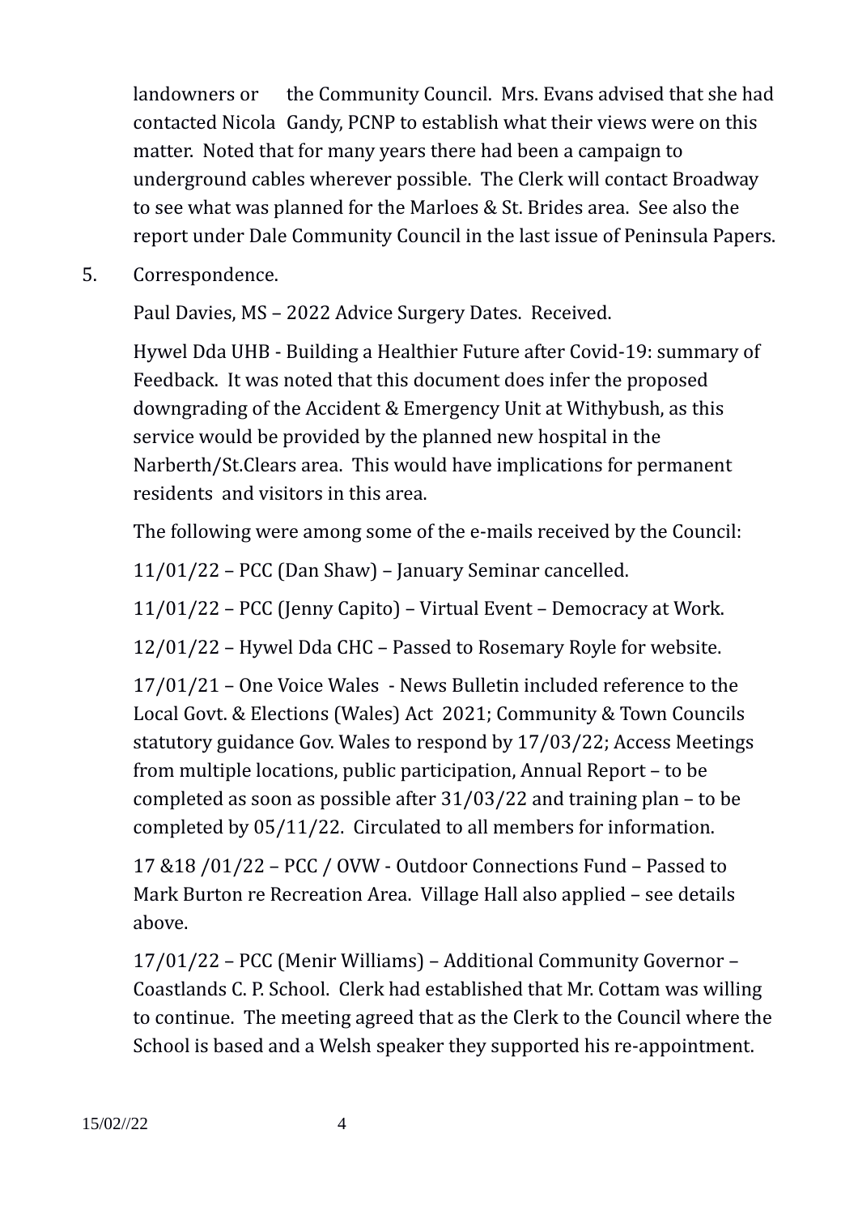landowners or the Community Council. Mrs. Evans advised that she had contacted Nicola Gandy, PCNP to establish what their views were on this matter. Noted that for many years there had been a campaign to underground cables wherever possible. The Clerk will contact Broadway to see what was planned for the Marloes & St. Brides area. See also the report under Dale Community Council in the last issue of Peninsula Papers.

5. Correspondence.

   Paul Davies, MS – 2022 Advice Surgery Dates. Received.

   Hywel Dda UHB - Building a Healthier Future after Covid-19: summary of Feedback. It was noted that this document does infer the proposed downgrading of the Accident & Emergency Unit at Withybush, as this service would be provided by the planned new hospital in the Narberth/St.Clears area. This would have implications for permanent residents and visitors in this area.

   The following were among some of the e-mails received by the Council:

   11/01/22 – PCC (Dan Shaw) – January Seminar cancelled.

   11/01/22 – PCC (Jenny Capito) – Virtual Event – Democracy at Work.

   12/01/22 – Hywel Dda CHC – Passed to Rosemary Royle for website.

   17/01/21 – One Voice Wales - News Bulletin included reference to the Local Govt. & Elections (Wales) Act 2021; Community & Town Councils statutory guidance Gov. Wales to respond by 17/03/22; Access Meetings from multiple locations, public participation, Annual Report – to be completed as soon as possible after 31/03/22 and training plan – to be completed by 05/11/22. Circulated to all members for information.

   17 &18 /01/22 – PCC / OVW - Outdoor Connections Fund – Passed to Mark Burton re Recreation Area. Village Hall also applied – see details above.

   17/01/22 – PCC (Menir Williams) – Additional Community Governor – Coastlands C. P. School. Clerk had established that Mr. Cottam was willing to continue. The meeting agreed that as the Clerk to the Council where the School is based and a Welsh speaker they supported his re-appointment.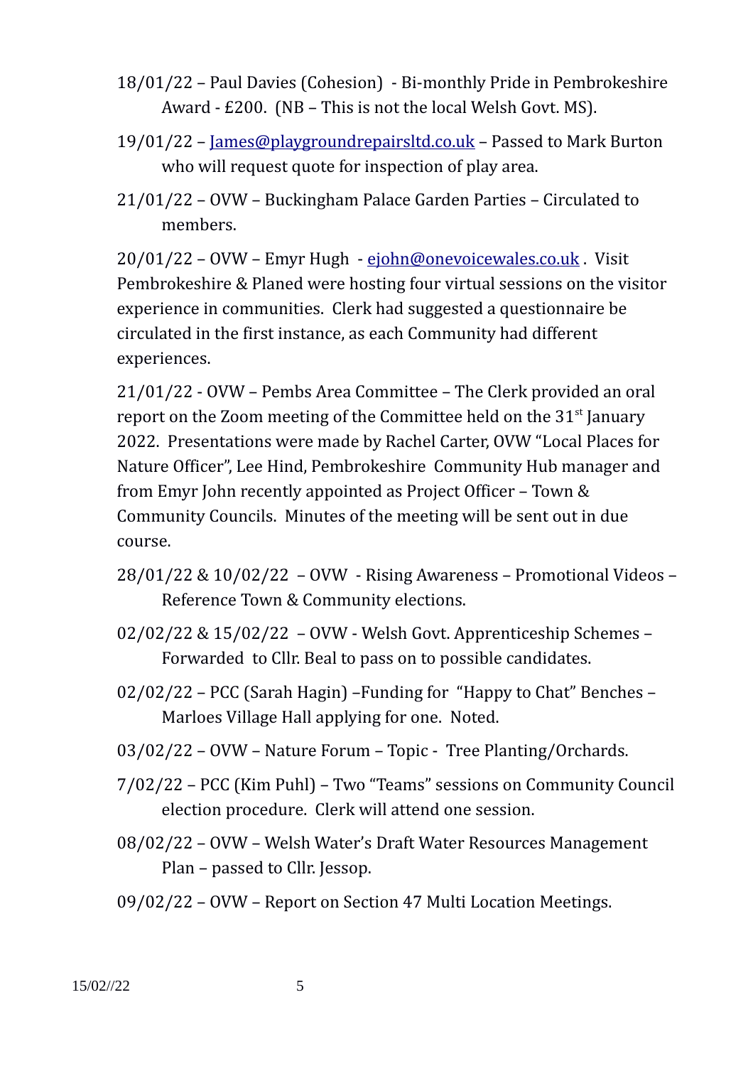18/01/22 – Paul Davies (Cohesion) - Bi-monthly Pride in Pembrokeshire Award - £200. (NB – This is not the local Welsh Govt. MS).

19/01/22 – James@playgroundrepairsltd.co.uk – Passed to Mark Burton who will request quote for inspection of play area.

21/01/22 – OVW – Buckingham Palace Garden Parties – Circulated to members.

20/01/22 – OVW – Emyr Hugh - ejohn@onevoicewales.co.uk . Visit Pembrokeshire & Planed were hosting four virtual sessions on the visitor experience in communities. Clerk had suggested a questionnaire be circulated in the first instance, as each Community had different experiences.

21/01/22 - OVW – Pembs Area Committee – The Clerk provided an oral report on the Zoom meeting of the Committee held on the 31st January 2022. Presentations were made by Rachel Carter, OVW "Local Places for Nature Officer", Lee Hind, Pembrokeshire Community Hub manager and from Emyr John recently appointed as Project Officer – Town & Community Councils. Minutes of the meeting will be sent out in due course.

28/01/22 & 10/02/22 – OVW - Rising Awareness – Promotional Videos – Reference Town & Community elections.

02/02/22 & 15/02/22 – OVW - Welsh Govt. Apprenticeship Schemes – Forwarded to Cllr. Beal to pass on to possible candidates.

02/02/22 – PCC (Sarah Hagin) –Funding for "Happy to Chat" Benches – Marloes Village Hall applying for one. Noted.

03/02/22 – OVW – Nature Forum – Topic - Tree Planting/Orchards.

7/02/22 – PCC (Kim Puhl) – Two "Teams" sessions on Community Council election procedure. Clerk will attend one session.

08/02/22 – OVW – Welsh Water's Draft Water Resources Management Plan – passed to Cllr. Jessop.

09/02/22 – OVW – Report on Section 47 Multi Location Meetings.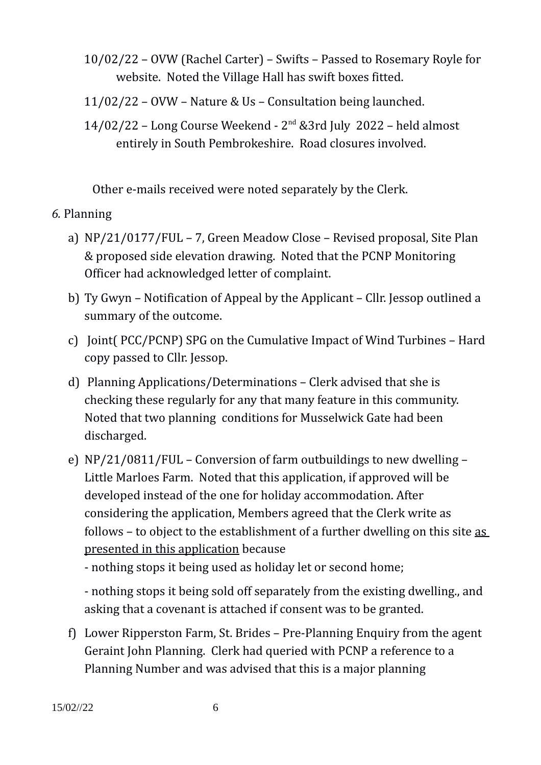10/02/22 – OVW (Rachel Carter) – Swifts – Passed to Rosemary Royle for website. Noted the Village Hall has swift boxes fitted.

11/02/22 – OVW – Nature & Us – Consultation being launched.

14/02/22 – Long Course Weekend - 2nd &3rd July 2022 – held almost entirely in South Pembrokeshire. Road closures involved.

Other e-mails received were noted separately by the Clerk.

*6.* Planning

a) NP/21/0177/FUL – 7, Green Meadow Close – Revised proposal, Site Plan & proposed side elevation drawing. Noted that the PCNP Monitoring Officer had acknowledged letter of complaint.

b) Ty Gwyn – Notification of Appeal by the Applicant – Cllr. Jessop outlined a summary of the outcome.

c) Joint( PCC/PCNP) SPG on the Cumulative Impact of Wind Turbines – Hard copy passed to Cllr. Jessop.

d) Planning Applications/Determinations – Clerk advised that she is checking these regularly for any that many feature in this community. Noted that two planning conditions for Musselwick Gate had been discharged.

e) NP/21/0811/FUL – Conversion of farm outbuildings to new dwelling – Little Marloes Farm. Noted that this application, if approved will be developed instead of the one for holiday accommodation. After considering the application, Members agreed that the Clerk write as follows – to object to the establishment of a further dwelling on this site <u>as presented in this application</u> because

   - nothing stops it being used as holiday let or second home;

   - nothing stops it being sold off separately from the existing dwelling., and asking that a covenant is attached if consent was to be granted.

f) Lower Ripperston Farm, St. Brides – Pre-Planning Enquiry from the agent Geraint John Planning. Clerk had queried with PCNP a reference to a Planning Number and was advised that this is a major planning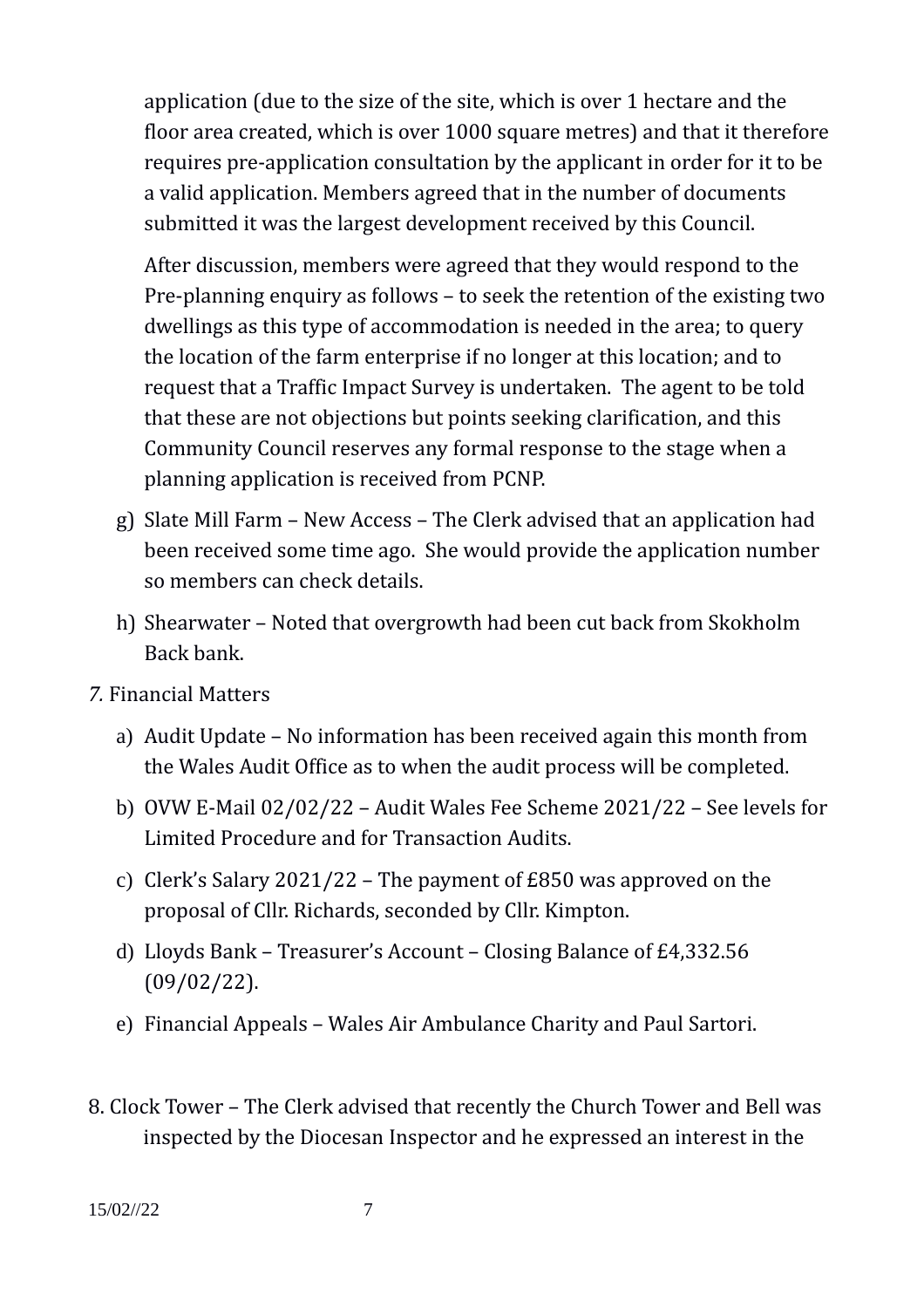application (due to the size of the site, which is over 1 hectare and the floor area created, which is over 1000 square metres) and that it therefore requires pre-application consultation by the applicant in order for it to be a valid application. Members agreed that in the number of documents submitted it was the largest development received by this Council.

After discussion, members were agreed that they would respond to the Pre-planning enquiry as follows – to seek the retention of the existing two dwellings as this type of accommodation is needed in the area; to query the location of the farm enterprise if no longer at this location; and to request that a Traffic Impact Survey is undertaken. The agent to be told that these are not objections but points seeking clarification, and this Community Council reserves any formal response to the stage when a planning application is received from PCNP.

g) Slate Mill Farm – New Access – The Clerk advised that an application had been received some time ago. She would provide the application number so members can check details.

h) Shearwater – Noted that overgrowth had been cut back from Skokholm Back bank.

*7.* Financial Matters

a) Audit Update – No information has been received again this month from the Wales Audit Office as to when the audit process will be completed.

b) OVW E-Mail 02/02/22 – Audit Wales Fee Scheme 2021/22 – See levels for Limited Procedure and for Transaction Audits.

c) Clerk's Salary 2021/22 – The payment of £850 was approved on the proposal of Cllr. Richards, seconded by Cllr. Kimpton.

d) Lloyds Bank – Treasurer's Account – Closing Balance of £4,332.56 (09/02/22).

e) Financial Appeals – Wales Air Ambulance Charity and Paul Sartori.

8. Clock Tower – The Clerk advised that recently the Church Tower and Bell was inspected by the Diocesan Inspector and he expressed an interest in the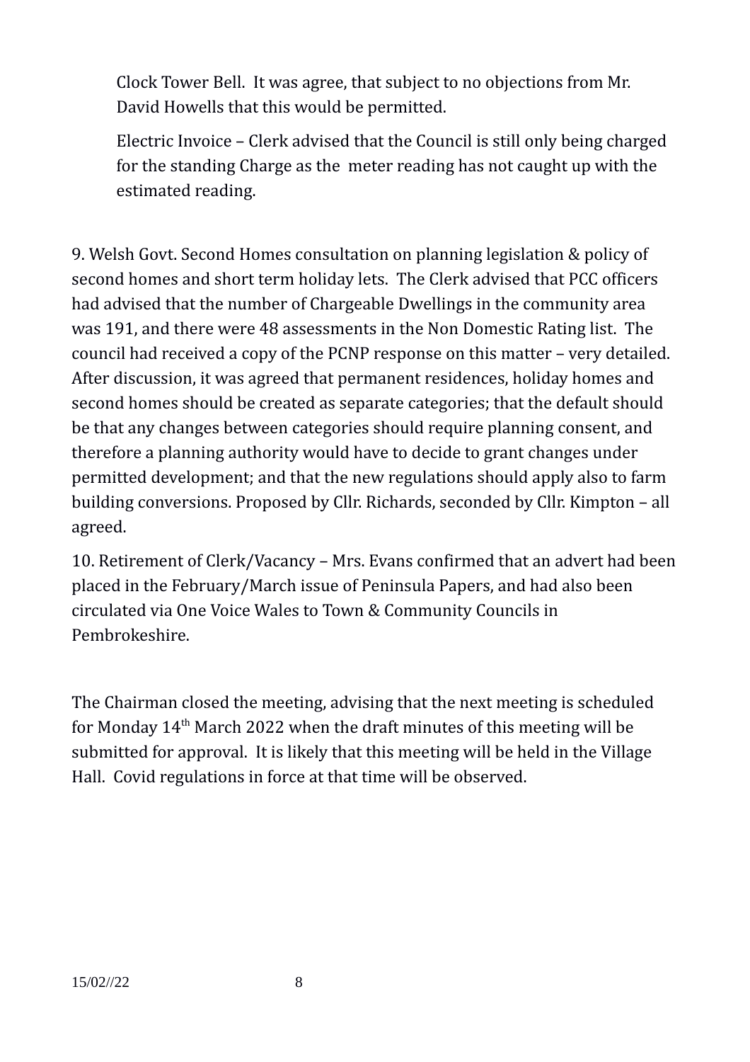Clock Tower Bell. It was agree, that subject to no objections from Mr. David Howells that this would be permitted.

Electric Invoice – Clerk advised that the Council is still only being charged for the standing Charge as the meter reading has not caught up with the estimated reading.

9. Welsh Govt. Second Homes consultation on planning legislation & policy of second homes and short term holiday lets. The Clerk advised that PCC officers had advised that the number of Chargeable Dwellings in the community area was 191, and there were 48 assessments in the Non Domestic Rating list. The council had received a copy of the PCNP response on this matter – very detailed. After discussion, it was agreed that permanent residences, holiday homes and second homes should be created as separate categories; that the default should be that any changes between categories should require planning consent, and therefore a planning authority would have to decide to grant changes under permitted development; and that the new regulations should apply also to farm building conversions. Proposed by Cllr. Richards, seconded by Cllr. Kimpton – all agreed.

10. Retirement of Clerk/Vacancy – Mrs. Evans confirmed that an advert had been placed in the February/March issue of Peninsula Papers, and had also been circulated via One Voice Wales to Town & Community Councils in Pembrokeshire.

The Chairman closed the meeting, advising that the next meeting is scheduled for Monday 14th March 2022 when the draft minutes of this meeting will be submitted for approval. It is likely that this meeting will be held in the Village Hall. Covid regulations in force at that time will be observed.